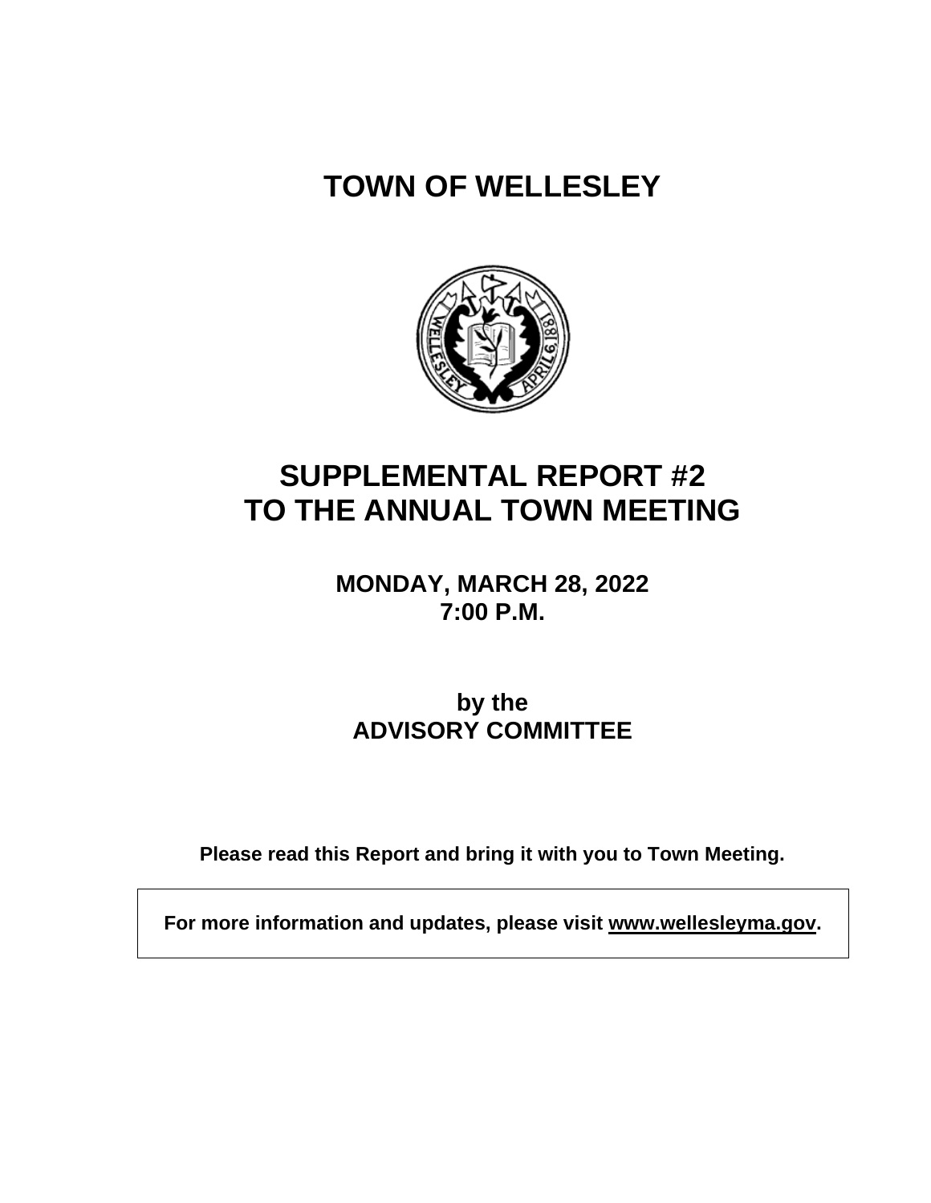# TOWN OF WELLESLEY

# SUPPLEMENTAL REPORT #2
# TO THE ANNUAL TOWN MEETING

**MONDAY, MARCH 28, 2022**
**7:00 P.M.**

**by the**
**ADVISORY COMMITTEE**

**Please read this Report and bring it with you to Town Meeting.**

**For more information and updates, please visit www.wellesleyma.gov.**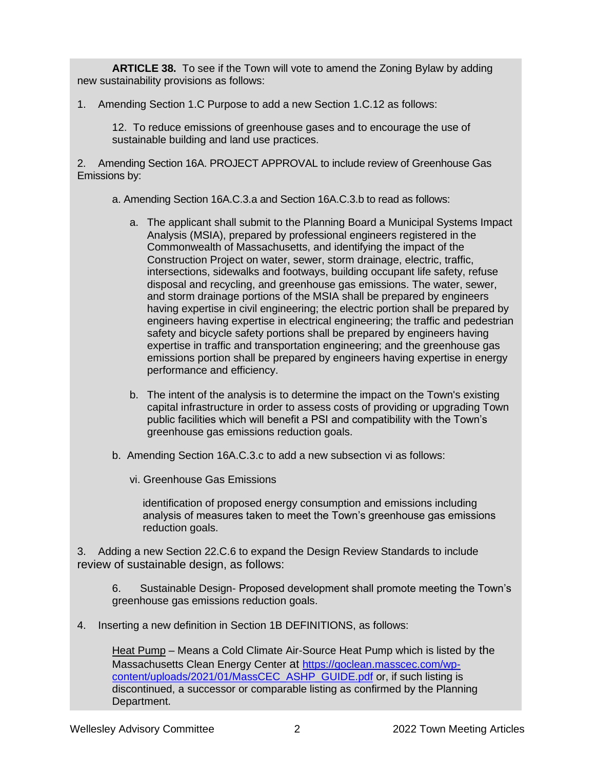**ARTICLE 38.** To see if the Town will vote to amend the Zoning Bylaw by adding new sustainability provisions as follows:

1. Amending Section 1.C Purpose to add a new Section 1.C.12 as follows:

   12. To reduce emissions of greenhouse gases and to encourage the use of sustainable building and land use practices.

2. Amending Section 16A. PROJECT APPROVAL to include review of Greenhouse Gas Emissions by:

   a. Amending Section 16A.C.3.a and Section 16A.C.3.b to read as follows:

      a. The applicant shall submit to the Planning Board a Municipal Systems Impact Analysis (MSIA), prepared by professional engineers registered in the Commonwealth of Massachusetts, and identifying the impact of the Construction Project on water, sewer, storm drainage, electric, traffic, intersections, sidewalks and footways, building occupant life safety, refuse disposal and recycling, and greenhouse gas emissions. The water, sewer, and storm drainage portions of the MSIA shall be prepared by engineers having expertise in civil engineering; the electric portion shall be prepared by engineers having expertise in electrical engineering; the traffic and pedestrian safety and bicycle safety portions shall be prepared by engineers having expertise in traffic and transportation engineering; and the greenhouse gas emissions portion shall be prepared by engineers having expertise in energy performance and efficiency.

      b. The intent of the analysis is to determine the impact on the Town's existing capital infrastructure in order to assess costs of providing or upgrading Town public facilities which will benefit a PSI and compatibility with the Town's greenhouse gas emissions reduction goals.

   b. Amending Section 16A.C.3.c to add a new subsection vi as follows:

      vi. Greenhouse Gas Emissions

      identification of proposed energy consumption and emissions including analysis of measures taken to meet the Town's greenhouse gas emissions reduction goals.

3. Adding a new Section 22.C.6 to expand the Design Review Standards to include review of sustainable design, as follows:

   6. Sustainable Design- Proposed development shall promote meeting the Town's greenhouse gas emissions reduction goals.

4. Inserting a new definition in Section 1B DEFINITIONS, as follows:

   <u>Heat Pump</u> – Means a Cold Climate Air-Source Heat Pump which is listed by the Massachusetts Clean Energy Center at [https://goclean.masscec.com/wp-content/uploads/2021/01/MassCEC_ASHP_GUIDE.pdf](https://goclean.masscec.com/wp-content/uploads/2021/01/MassCEC_ASHP_GUIDE.pdf) or, if such listing is discontinued, a successor or comparable listing as confirmed by the Planning Department.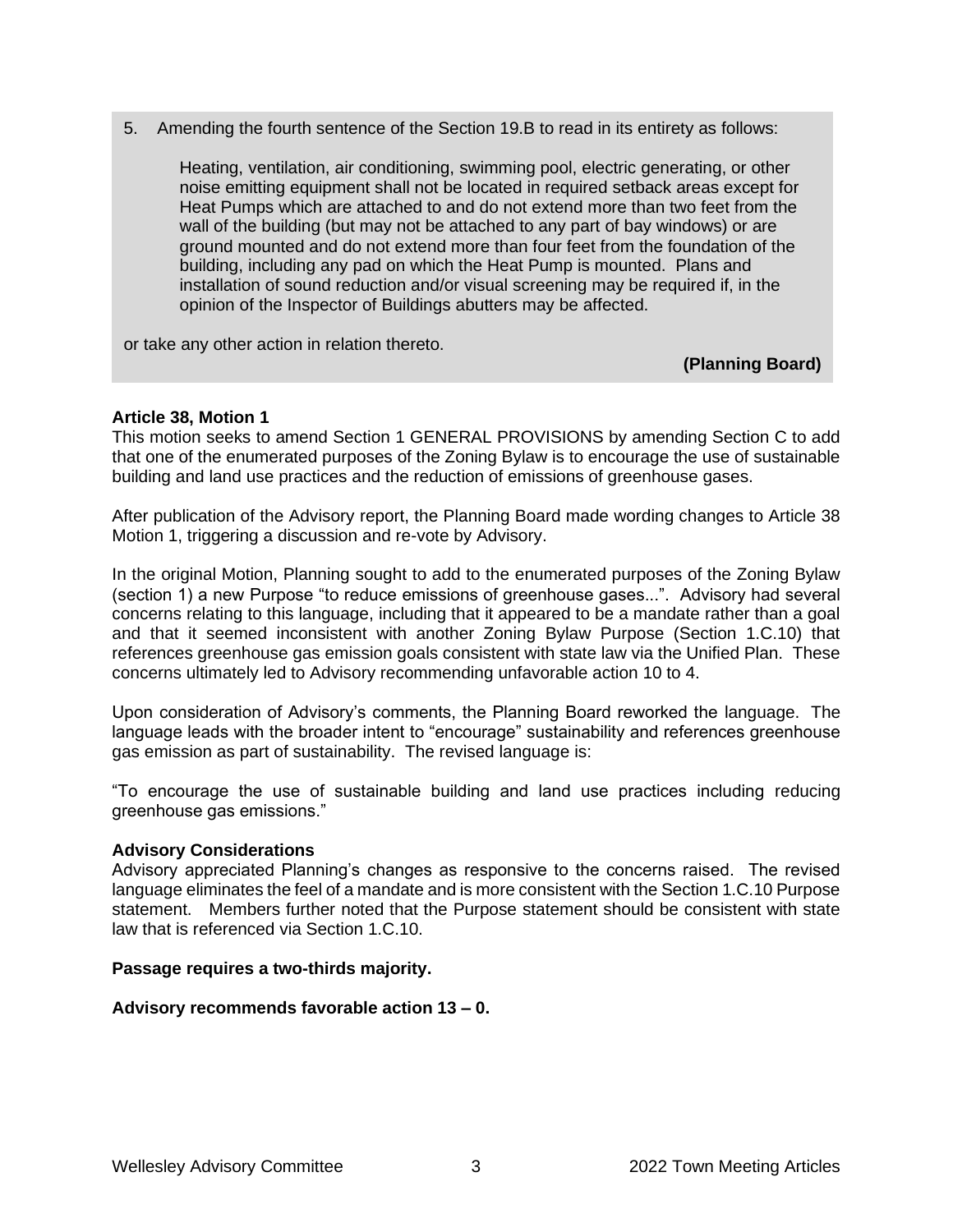5. Amending the fourth sentence of the Section 19.B to read in its entirety as follows:

   Heating, ventilation, air conditioning, swimming pool, electric generating, or other noise emitting equipment shall not be located in required setback areas except for Heat Pumps which are attached to and do not extend more than two feet from the wall of the building (but may not be attached to any part of bay windows) or are ground mounted and do not extend more than four feet from the foundation of the building, including any pad on which the Heat Pump is mounted. Plans and installation of sound reduction and/or visual screening may be required if, in the opinion of the Inspector of Buildings abutters may be affected.

or take any other action in relation thereto.

**(Planning Board)**

**Article 38, Motion 1**

This motion seeks to amend Section 1 GENERAL PROVISIONS by amending Section C to add that one of the enumerated purposes of the Zoning Bylaw is to encourage the use of sustainable building and land use practices and the reduction of emissions of greenhouse gases.

After publication of the Advisory report, the Planning Board made wording changes to Article 38 Motion 1, triggering a discussion and re-vote by Advisory.

In the original Motion, Planning sought to add to the enumerated purposes of the Zoning Bylaw (section 1) a new Purpose "to reduce emissions of greenhouse gases...". Advisory had several concerns relating to this language, including that it appeared to be a mandate rather than a goal and that it seemed inconsistent with another Zoning Bylaw Purpose (Section 1.C.10) that references greenhouse gas emission goals consistent with state law via the Unified Plan. These concerns ultimately led to Advisory recommending unfavorable action 10 to 4.

Upon consideration of Advisory's comments, the Planning Board reworked the language. The language leads with the broader intent to "encourage" sustainability and references greenhouse gas emission as part of sustainability. The revised language is:

"To encourage the use of sustainable building and land use practices including reducing greenhouse gas emissions."

**Advisory Considerations**

Advisory appreciated Planning's changes as responsive to the concerns raised. The revised language eliminates the feel of a mandate and is more consistent with the Section 1.C.10 Purpose statement. Members further noted that the Purpose statement should be consistent with state law that is referenced via Section 1.C.10.

**Passage requires a two-thirds majority.**

**Advisory recommends favorable action 13 – 0.**